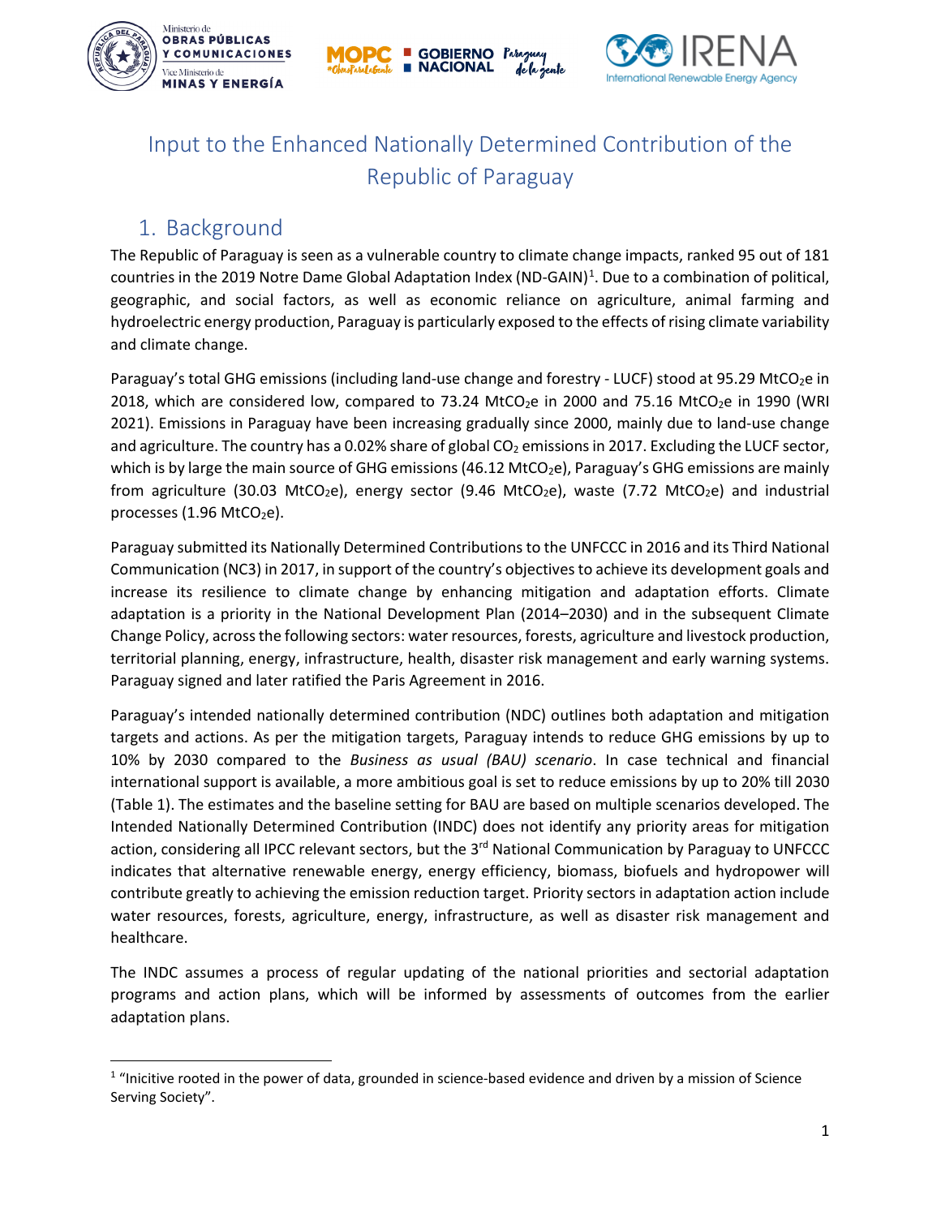# Input to the Enhanced Nationally Determined Contribution of the Republic of Paraguay

## 1. Background

The Republic of Paraguay is seen as a vulnerable country to climate change impacts, ranked 95 out of 181 countries in the 2019 Notre Dame Global Adaptation Index (ND-GAIN)[1]. Due to a combination of political, geographic, and social factors, as well as economic reliance on agriculture, animal farming and hydroelectric energy production, Paraguay is particularly exposed to the effects of rising climate variability and climate change.

Paraguay's total GHG emissions (including land-use change and forestry - LUCF) stood at 95.29 $MtCO_2e$ in 2018, which are considered low, compared to 73.24 $MtCO_2e$ in 2000 and 75.16 $MtCO_2e$ in 1990 (WRI 2021). Emissions in Paraguay have been increasing gradually since 2000, mainly due to land-use change and agriculture. The country has a 0.02% share of global $CO_2$ emissions in 2017. Excluding the LUCF sector, which is by large the main source of GHG emissions (46.12 $MtCO_2e$), Paraguay's GHG emissions are mainly from agriculture (30.03 $MtCO_2e$), energy sector (9.46 $MtCO_2e$), waste (7.72 $MtCO_2e$) and industrial processes (1.96 $MtCO_2e$).

Paraguay submitted its Nationally Determined Contributions to the UNFCCC in 2016 and its Third National Communication (NC3) in 2017, in support of the country's objectives to achieve its development goals and increase its resilience to climate change by enhancing mitigation and adaptation efforts. Climate adaptation is a priority in the National Development Plan (2014–2030) and in the subsequent Climate Change Policy, across the following sectors: water resources, forests, agriculture and livestock production, territorial planning, energy, infrastructure, health, disaster risk management and early warning systems. Paraguay signed and later ratified the Paris Agreement in 2016.

Paraguay's intended nationally determined contribution (NDC) outlines both adaptation and mitigation targets and actions. As per the mitigation targets, Paraguay intends to reduce GHG emissions by up to 10% by 2030 compared to the *Business as usual (BAU) scenario*. In case technical and financial international support is available, a more ambitious goal is set to reduce emissions by up to 20% till 2030 (Table 1). The estimates and the baseline setting for BAU are based on multiple scenarios developed. The Intended Nationally Determined Contribution (INDC) does not identify any priority areas for mitigation action, considering all IPCC relevant sectors, but the 3rd National Communication by Paraguay to UNFCCC indicates that alternative renewable energy, energy efficiency, biomass, biofuels and hydropower will contribute greatly to achieving the emission reduction target. Priority sectors in adaptation action include water resources, forests, agriculture, energy, infrastructure, as well as disaster risk management and healthcare.

The INDC assumes a process of regular updating of the national priorities and sectorial adaptation programs and action plans, which will be informed by assessments of outcomes from the earlier adaptation plans.

[1] "Inicitive rooted in the power of data, grounded in science-based evidence and driven by a mission of Science Serving Society".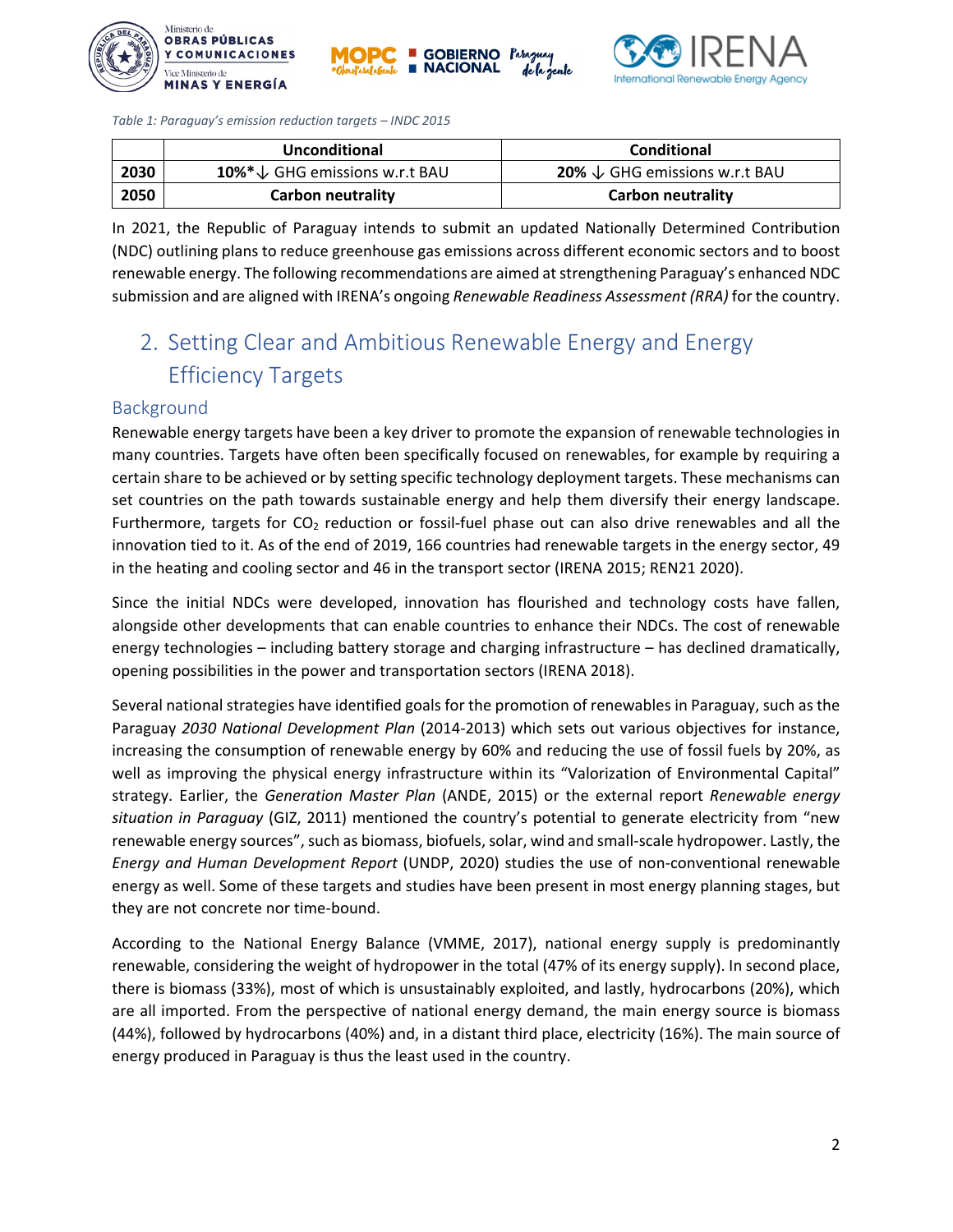*Table 1: Paraguay's emission reduction targets – INDC 2015*

| | Unconditional | Conditional |
|---|---|---|
| **2030** | **10%*** ↓ GHG emissions w.r.t BAU | **20%** ↓ GHG emissions w.r.t BAU |
| **2050** | **Carbon neutrality** | **Carbon neutrality** |

In 2021, the Republic of Paraguay intends to submit an updated Nationally Determined Contribution (NDC) outlining plans to reduce greenhouse gas emissions across different economic sectors and to boost renewable energy. The following recommendations are aimed at strengthening Paraguay's enhanced NDC submission and are aligned with IRENA's ongoing *Renewable Readiness Assessment (RRA)* for the country.

# 2. Setting Clear and Ambitious Renewable Energy and Energy Efficiency Targets

## Background

Renewable energy targets have been a key driver to promote the expansion of renewable technologies in many countries. Targets have often been specifically focused on renewables, for example by requiring a certain share to be achieved or by setting specific technology deployment targets. These mechanisms can set countries on the path towards sustainable energy and help them diversify their energy landscape. Furthermore, targets for $CO_2$ reduction or fossil-fuel phase out can also drive renewables and all the innovation tied to it. As of the end of 2019, 166 countries had renewable targets in the energy sector, 49 in the heating and cooling sector and 46 in the transport sector (IRENA 2015; REN21 2020).

Since the initial NDCs were developed, innovation has flourished and technology costs have fallen, alongside other developments that can enable countries to enhance their NDCs. The cost of renewable energy technologies – including battery storage and charging infrastructure – has declined dramatically, opening possibilities in the power and transportation sectors (IRENA 2018).

Several national strategies have identified goals for the promotion of renewables in Paraguay, such as the Paraguay *2030 National Development Plan* (2014-2013) which sets out various objectives for instance, increasing the consumption of renewable energy by 60% and reducing the use of fossil fuels by 20%, as well as improving the physical energy infrastructure within its "Valorization of Environmental Capital" strategy. Earlier, the *Generation Master Plan* (ANDE, 2015) or the external report *Renewable energy situation in Paraguay* (GIZ, 2011) mentioned the country's potential to generate electricity from "new renewable energy sources", such as biomass, biofuels, solar, wind and small-scale hydropower. Lastly, the *Energy and Human Development Report* (UNDP, 2020) studies the use of non-conventional renewable energy as well. Some of these targets and studies have been present in most energy planning stages, but they are not concrete nor time-bound.

According to the National Energy Balance (VMME, 2017), national energy supply is predominantly renewable, considering the weight of hydropower in the total (47% of its energy supply). In second place, there is biomass (33%), most of which is unsustainably exploited, and lastly, hydrocarbons (20%), which are all imported. From the perspective of national energy demand, the main energy source is biomass (44%), followed by hydrocarbons (40%) and, in a distant third place, electricity (16%). The main source of energy produced in Paraguay is thus the least used in the country.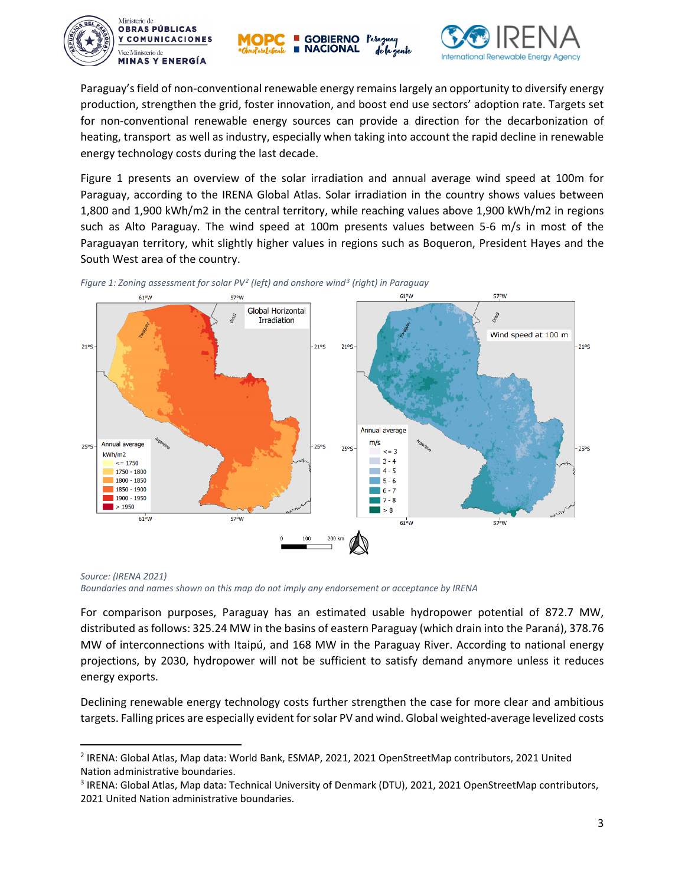Paraguay's field of non-conventional renewable energy remains largely an opportunity to diversify energy production, strengthen the grid, foster innovation, and boost end use sectors' adoption rate. Targets set for non-conventional renewable energy sources can provide a direction for the decarbonization of heating, transport as well as industry, especially when taking into account the rapid decline in renewable energy technology costs during the last decade.

Figure 1 presents an overview of the solar irradiation and annual average wind speed at 100m for Paraguay, according to the IRENA Global Atlas. Solar irradiation in the country shows values between 1,800 and 1,900 kWh/m2 in the central territory, while reaching values above 1,900 kWh/m2 in regions such as Alto Paraguay. The wind speed at 100m presents values between 5-6 m/s in most of the Paraguayan territory, whit slightly higher values in regions such as Boqueron, President Hayes and the South West area of the country.

*Figure 1: Zoning assessment for solar PV[2] (left) and onshore wind[3] (right) in Paraguay*

*Source: (IRENA 2021)*
*Boundaries and names shown on this map do not imply any endorsement or acceptance by IRENA*

For comparison purposes, Paraguay has an estimated usable hydropower potential of 872.7 MW, distributed as follows: 325.24 MW in the basins of eastern Paraguay (which drain into the Paraná), 378.76 MW of interconnections with Itaipú, and 168 MW in the Paraguay River. According to national energy projections, by 2030, hydropower will not be sufficient to satisfy demand anymore unless it reduces energy exports.

Declining renewable energy technology costs further strengthen the case for more clear and ambitious targets. Falling prices are especially evident for solar PV and wind. Global weighted-average levelized costs

---

[2] IRENA: Global Atlas, Map data: World Bank, ESMAP, 2021, 2021 OpenStreetMap contributors, 2021 United Nation administrative boundaries.

[3] IRENA: Global Atlas, Map data: Technical University of Denmark (DTU), 2021, 2021 OpenStreetMap contributors, 2021 United Nation administrative boundaries.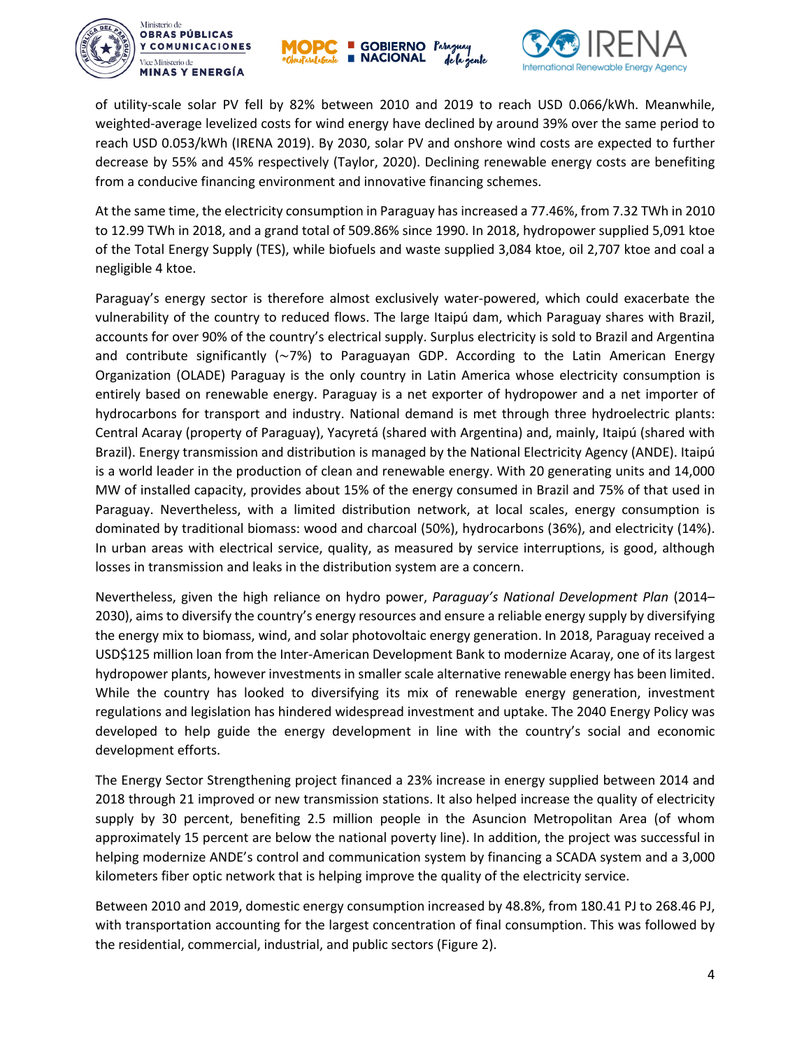of utility-scale solar PV fell by 82% between 2010 and 2019 to reach USD 0.066/kWh. Meanwhile, weighted-average levelized costs for wind energy have declined by around 39% over the same period to reach USD 0.053/kWh (IRENA 2019). By 2030, solar PV and onshore wind costs are expected to further decrease by 55% and 45% respectively (Taylor, 2020). Declining renewable energy costs are benefiting from a conducive financing environment and innovative financing schemes.

At the same time, the electricity consumption in Paraguay has increased a 77.46%, from 7.32 TWh in 2010 to 12.99 TWh in 2018, and a grand total of 509.86% since 1990. In 2018, hydropower supplied 5,091 ktoe of the Total Energy Supply (TES), while biofuels and waste supplied 3,084 ktoe, oil 2,707 ktoe and coal a negligible 4 ktoe.

Paraguay's energy sector is therefore almost exclusively water-powered, which could exacerbate the vulnerability of the country to reduced flows. The large Itaipú dam, which Paraguay shares with Brazil, accounts for over 90% of the country's electrical supply. Surplus electricity is sold to Brazil and Argentina and contribute significantly (~7%) to Paraguayan GDP. According to the Latin American Energy Organization (OLADE) Paraguay is the only country in Latin America whose electricity consumption is entirely based on renewable energy. Paraguay is a net exporter of hydropower and a net importer of hydrocarbons for transport and industry. National demand is met through three hydroelectric plants: Central Acaray (property of Paraguay), Yacyretá (shared with Argentina) and, mainly, Itaipú (shared with Brazil). Energy transmission and distribution is managed by the National Electricity Agency (ANDE). Itaipú is a world leader in the production of clean and renewable energy. With 20 generating units and 14,000 MW of installed capacity, provides about 15% of the energy consumed in Brazil and 75% of that used in Paraguay. Nevertheless, with a limited distribution network, at local scales, energy consumption is dominated by traditional biomass: wood and charcoal (50%), hydrocarbons (36%), and electricity (14%). In urban areas with electrical service, quality, as measured by service interruptions, is good, although losses in transmission and leaks in the distribution system are a concern.

Nevertheless, given the high reliance on hydro power, *Paraguay's National Development Plan* (2014–2030), aims to diversify the country's energy resources and ensure a reliable energy supply by diversifying the energy mix to biomass, wind, and solar photovoltaic energy generation. In 2018, Paraguay received a USD$125 million loan from the Inter-American Development Bank to modernize Acaray, one of its largest hydropower plants, however investments in smaller scale alternative renewable energy has been limited. While the country has looked to diversifying its mix of renewable energy generation, investment regulations and legislation has hindered widespread investment and uptake. The 2040 Energy Policy was developed to help guide the energy development in line with the country's social and economic development efforts.

The Energy Sector Strengthening project financed a 23% increase in energy supplied between 2014 and 2018 through 21 improved or new transmission stations. It also helped increase the quality of electricity supply by 30 percent, benefiting 2.5 million people in the Asuncion Metropolitan Area (of whom approximately 15 percent are below the national poverty line). In addition, the project was successful in helping modernize ANDE's control and communication system by financing a SCADA system and a 3,000 kilometers fiber optic network that is helping improve the quality of the electricity service.

Between 2010 and 2019, domestic energy consumption increased by 48.8%, from 180.41 PJ to 268.46 PJ, with transportation accounting for the largest concentration of final consumption. This was followed by the residential, commercial, industrial, and public sectors (Figure 2).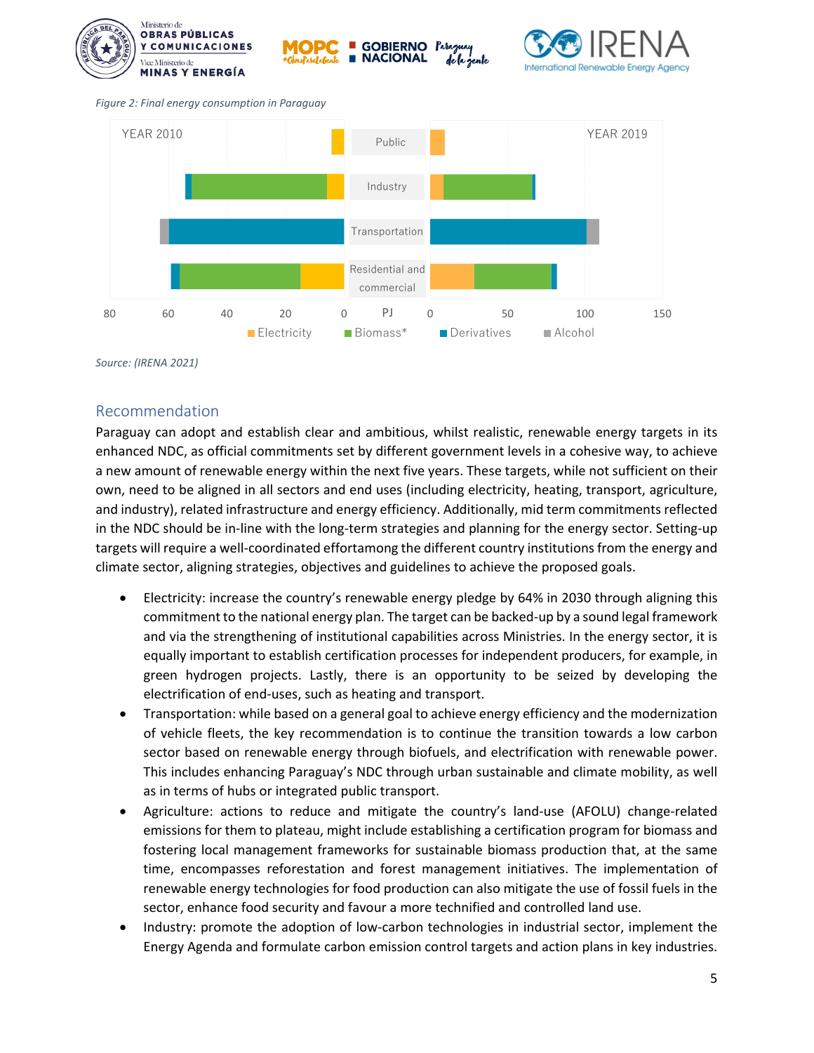*Figure 2: Final energy consumption in Paraguay*

YEAR 2010 | Public | Industry | Transportation | Residential and commercial | YEAR 2019

PJ

Electricity | Biomass* | Derivatives | Alcohol

*Source: (IRENA 2021)*

## Recommendation

Paraguay can adopt and establish clear and ambitious, whilst realistic, renewable energy targets in its enhanced NDC, as official commitments set by different government levels in a cohesive way, to achieve a new amount of renewable energy within the next five years. These targets, while not sufficient on their own, need to be aligned in all sectors and end uses (including electricity, heating, transport, agriculture, and industry), related infrastructure and energy efficiency. Additionally, mid term commitments reflected in the NDC should be in-line with the long-term strategies and planning for the energy sector. Setting-up targets will require a well-coordinated effortamong the different country institutions from the energy and climate sector, aligning strategies, objectives and guidelines to achieve the proposed goals.

- Electricity: increase the country's renewable energy pledge by 64% in 2030 through aligning this commitment to the national energy plan. The target can be backed-up by a sound legal framework and via the strengthening of institutional capabilities across Ministries. In the energy sector, it is equally important to establish certification processes for independent producers, for example, in green hydrogen projects. Lastly, there is an opportunity to be seized by developing the electrification of end-uses, such as heating and transport.
- Transportation: while based on a general goal to achieve energy efficiency and the modernization of vehicle fleets, the key recommendation is to continue the transition towards a low carbon sector based on renewable energy through biofuels, and electrification with renewable power. This includes enhancing Paraguay's NDC through urban sustainable and climate mobility, as well as in terms of hubs or integrated public transport.
- Agriculture: actions to reduce and mitigate the country's land-use (AFOLU) change-related emissions for them to plateau, might include establishing a certification program for biomass and fostering local management frameworks for sustainable biomass production that, at the same time, encompasses reforestation and forest management initiatives. The implementation of renewable energy technologies for food production can also mitigate the use of fossil fuels in the sector, enhance food security and favour a more technified and controlled land use.
- Industry: promote the adoption of low-carbon technologies in industrial sector, implement the Energy Agenda and formulate carbon emission control targets and action plans in key industries.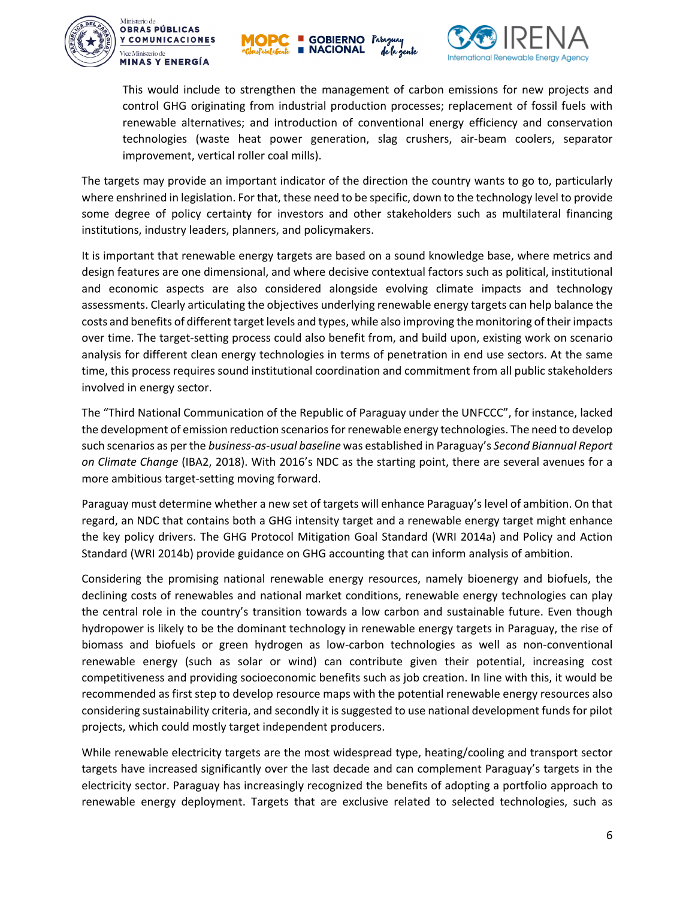This would include to strengthen the management of carbon emissions for new projects and control GHG originating from industrial production processes; replacement of fossil fuels with renewable alternatives; and introduction of conventional energy efficiency and conservation technologies (waste heat power generation, slag crushers, air-beam coolers, separator improvement, vertical roller coal mills).

The targets may provide an important indicator of the direction the country wants to go to, particularly where enshrined in legislation. For that, these need to be specific, down to the technology level to provide some degree of policy certainty for investors and other stakeholders such as multilateral financing institutions, industry leaders, planners, and policymakers.

It is important that renewable energy targets are based on a sound knowledge base, where metrics and design features are one dimensional, and where decisive contextual factors such as political, institutional and economic aspects are also considered alongside evolving climate impacts and technology assessments. Clearly articulating the objectives underlying renewable energy targets can help balance the costs and benefits of different target levels and types, while also improving the monitoring of their impacts over time. The target-setting process could also benefit from, and build upon, existing work on scenario analysis for different clean energy technologies in terms of penetration in end use sectors. At the same time, this process requires sound institutional coordination and commitment from all public stakeholders involved in energy sector.

The "Third National Communication of the Republic of Paraguay under the UNFCCC", for instance, lacked the development of emission reduction scenarios for renewable energy technologies. The need to develop such scenarios as per the *business-as-usual baseline* was established in Paraguay's *Second Biannual Report on Climate Change* (IBA2, 2018). With 2016's NDC as the starting point, there are several avenues for a more ambitious target-setting moving forward.

Paraguay must determine whether a new set of targets will enhance Paraguay's level of ambition. On that regard, an NDC that contains both a GHG intensity target and a renewable energy target might enhance the key policy drivers. The GHG Protocol Mitigation Goal Standard (WRI 2014a) and Policy and Action Standard (WRI 2014b) provide guidance on GHG accounting that can inform analysis of ambition.

Considering the promising national renewable energy resources, namely bioenergy and biofuels, the declining costs of renewables and national market conditions, renewable energy technologies can play the central role in the country's transition towards a low carbon and sustainable future. Even though hydropower is likely to be the dominant technology in renewable energy targets in Paraguay, the rise of biomass and biofuels or green hydrogen as low-carbon technologies as well as non-conventional renewable energy (such as solar or wind) can contribute given their potential, increasing cost competitiveness and providing socioeconomic benefits such as job creation. In line with this, it would be recommended as first step to develop resource maps with the potential renewable energy resources also considering sustainability criteria, and secondly it is suggested to use national development funds for pilot projects, which could mostly target independent producers.

While renewable electricity targets are the most widespread type, heating/cooling and transport sector targets have increased significantly over the last decade and can complement Paraguay's targets in the electricity sector. Paraguay has increasingly recognized the benefits of adopting a portfolio approach to renewable energy deployment. Targets that are exclusive related to selected technologies, such as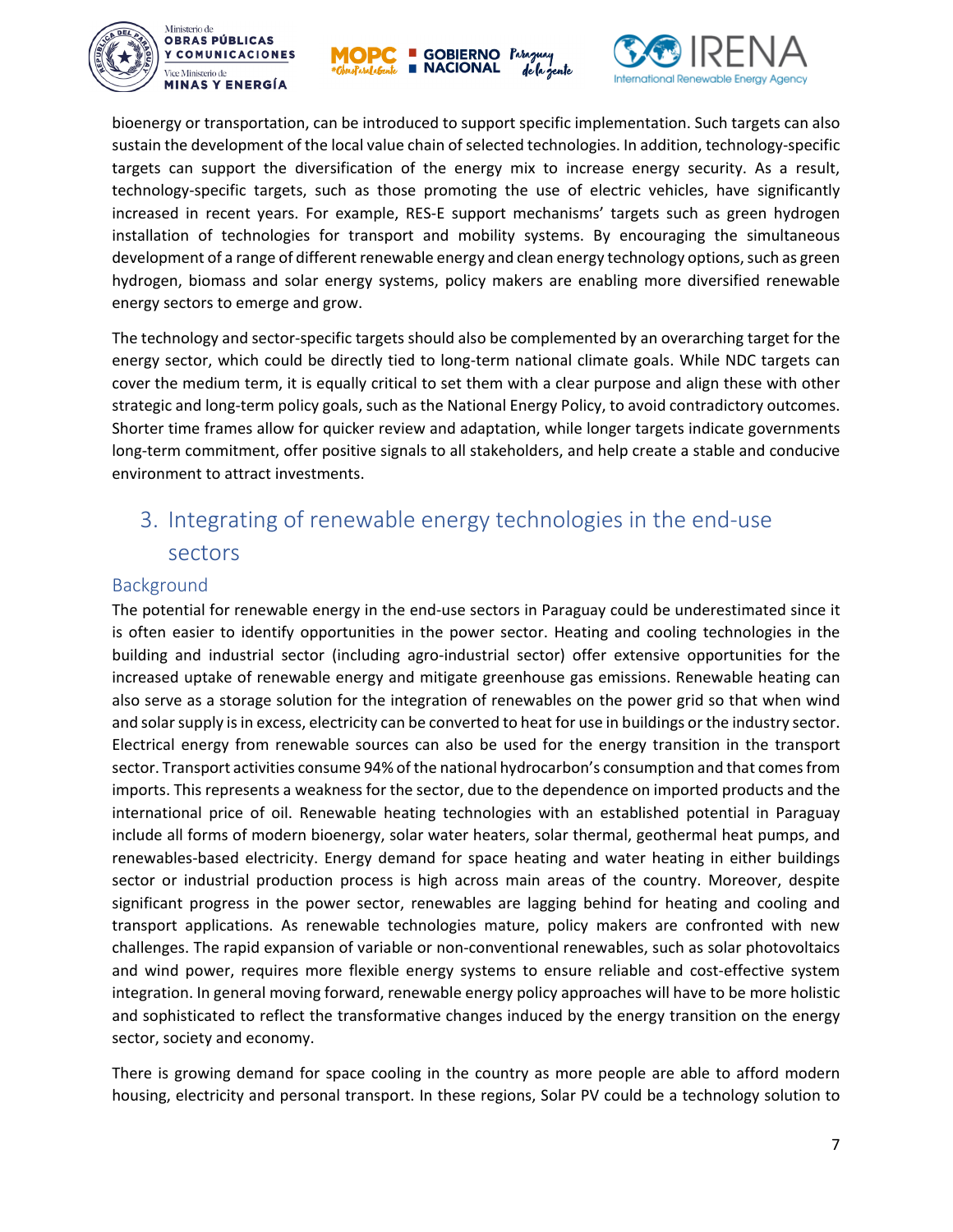bioenergy or transportation, can be introduced to support specific implementation. Such targets can also sustain the development of the local value chain of selected technologies. In addition, technology-specific targets can support the diversification of the energy mix to increase energy security. As a result, technology-specific targets, such as those promoting the use of electric vehicles, have significantly increased in recent years. For example, RES-E support mechanisms' targets such as green hydrogen installation of technologies for transport and mobility systems. By encouraging the simultaneous development of a range of different renewable energy and clean energy technology options, such as green hydrogen, biomass and solar energy systems, policy makers are enabling more diversified renewable energy sectors to emerge and grow.

The technology and sector-specific targets should also be complemented by an overarching target for the energy sector, which could be directly tied to long-term national climate goals. While NDC targets can cover the medium term, it is equally critical to set them with a clear purpose and align these with other strategic and long-term policy goals, such as the National Energy Policy, to avoid contradictory outcomes. Shorter time frames allow for quicker review and adaptation, while longer targets indicate governments long-term commitment, offer positive signals to all stakeholders, and help create a stable and conducive environment to attract investments.

# 3. Integrating of renewable energy technologies in the end-use sectors

## Background

The potential for renewable energy in the end-use sectors in Paraguay could be underestimated since it is often easier to identify opportunities in the power sector. Heating and cooling technologies in the building and industrial sector (including agro-industrial sector) offer extensive opportunities for the increased uptake of renewable energy and mitigate greenhouse gas emissions. Renewable heating can also serve as a storage solution for the integration of renewables on the power grid so that when wind and solar supply is in excess, electricity can be converted to heat for use in buildings or the industry sector. Electrical energy from renewable sources can also be used for the energy transition in the transport sector. Transport activities consume 94% of the national hydrocarbon's consumption and that comes from imports. This represents a weakness for the sector, due to the dependence on imported products and the international price of oil. Renewable heating technologies with an established potential in Paraguay include all forms of modern bioenergy, solar water heaters, solar thermal, geothermal heat pumps, and renewables-based electricity. Energy demand for space heating and water heating in either buildings sector or industrial production process is high across main areas of the country. Moreover, despite significant progress in the power sector, renewables are lagging behind for heating and cooling and transport applications. As renewable technologies mature, policy makers are confronted with new challenges. The rapid expansion of variable or non-conventional renewables, such as solar photovoltaics and wind power, requires more flexible energy systems to ensure reliable and cost-effective system integration. In general moving forward, renewable energy policy approaches will have to be more holistic and sophisticated to reflect the transformative changes induced by the energy transition on the energy sector, society and economy.

There is growing demand for space cooling in the country as more people are able to afford modern housing, electricity and personal transport. In these regions, Solar PV could be a technology solution to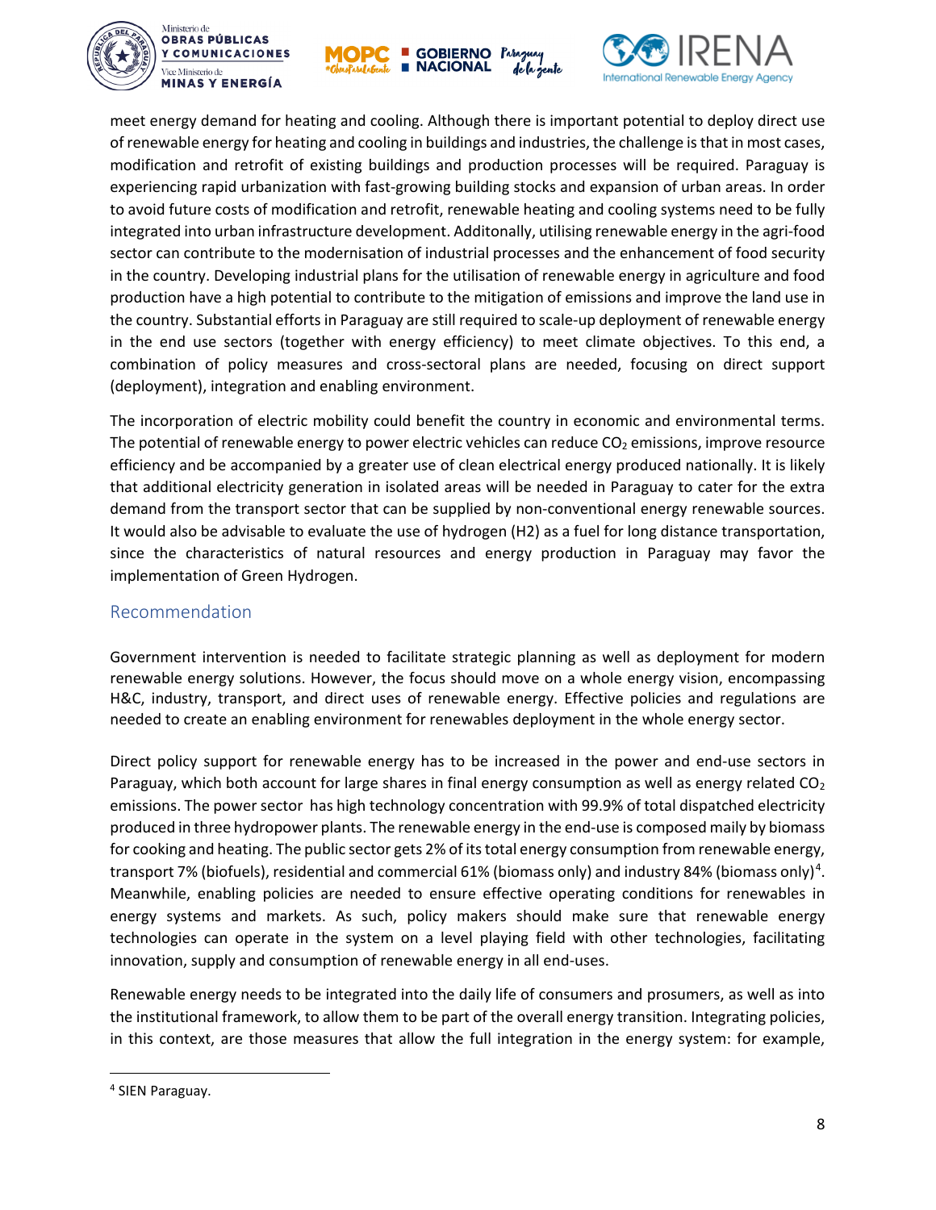meet energy demand for heating and cooling. Although there is important potential to deploy direct use of renewable energy for heating and cooling in buildings and industries, the challenge is that in most cases, modification and retrofit of existing buildings and production processes will be required. Paraguay is experiencing rapid urbanization with fast-growing building stocks and expansion of urban areas. In order to avoid future costs of modification and retrofit, renewable heating and cooling systems need to be fully integrated into urban infrastructure development. Additonally, utilising renewable energy in the agri-food sector can contribute to the modernisation of industrial processes and the enhancement of food security in the country. Developing industrial plans for the utilisation of renewable energy in agriculture and food production have a high potential to contribute to the mitigation of emissions and improve the land use in the country. Substantial efforts in Paraguay are still required to scale-up deployment of renewable energy in the end use sectors (together with energy efficiency) to meet climate objectives. To this end, a combination of policy measures and cross-sectoral plans are needed, focusing on direct support (deployment), integration and enabling environment.

The incorporation of electric mobility could benefit the country in economic and environmental terms. The potential of renewable energy to power electric vehicles can reduce $CO_2$ emissions, improve resource efficiency and be accompanied by a greater use of clean electrical energy produced nationally. It is likely that additional electricity generation in isolated areas will be needed in Paraguay to cater for the extra demand from the transport sector that can be supplied by non-conventional energy renewable sources. It would also be advisable to evaluate the use of hydrogen (H2) as a fuel for long distance transportation, since the characteristics of natural resources and energy production in Paraguay may favor the implementation of Green Hydrogen.

## Recommendation

Government intervention is needed to facilitate strategic planning as well as deployment for modern renewable energy solutions. However, the focus should move on a whole energy vision, encompassing H&C, industry, transport, and direct uses of renewable energy. Effective policies and regulations are needed to create an enabling environment for renewables deployment in the whole energy sector.

Direct policy support for renewable energy has to be increased in the power and end-use sectors in Paraguay, which both account for large shares in final energy consumption as well as energy related $CO_2$ emissions. The power sector has high technology concentration with 99.9% of total dispatched electricity produced in three hydropower plants. The renewable energy in the end-use is composed maily by biomass for cooking and heating. The public sector gets 2% of its total energy consumption from renewable energy, transport 7% (biofuels), residential and commercial 61% (biomass only) and industry 84% (biomass only)[4]. Meanwhile, enabling policies are needed to ensure effective operating conditions for renewables in energy systems and markets. As such, policy makers should make sure that renewable energy technologies can operate in the system on a level playing field with other technologies, facilitating innovation, supply and consumption of renewable energy in all end-uses.

Renewable energy needs to be integrated into the daily life of consumers and prosumers, as well as into the institutional framework, to allow them to be part of the overall energy transition. Integrating policies, in this context, are those measures that allow the full integration in the energy system: for example,

[4] SIEN Paraguay.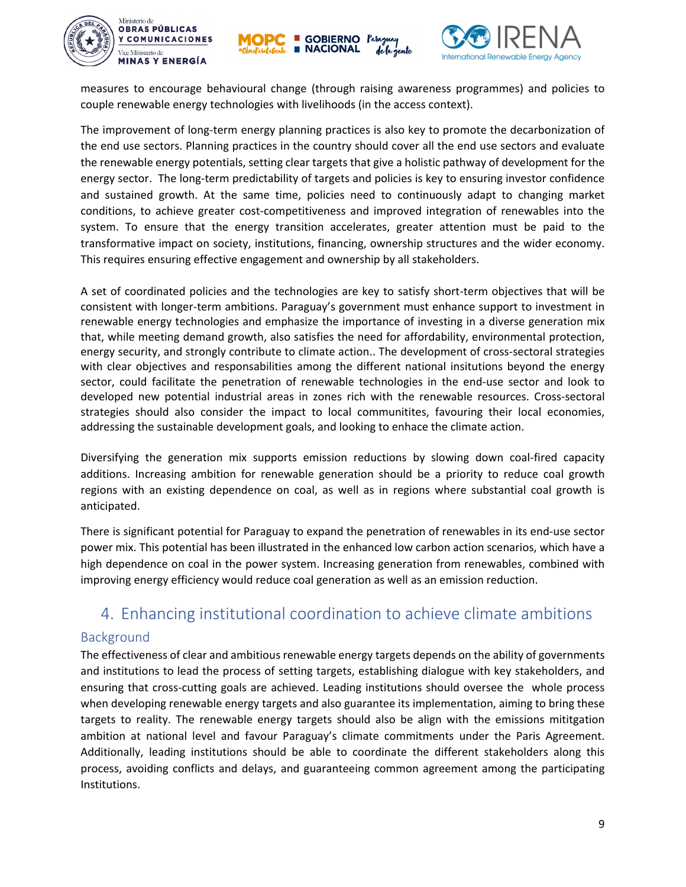measures to encourage behavioural change (through raising awareness programmes) and policies to couple renewable energy technologies with livelihoods (in the access context).

The improvement of long-term energy planning practices is also key to promote the decarbonization of the end use sectors. Planning practices in the country should cover all the end use sectors and evaluate the renewable energy potentials, setting clear targets that give a holistic pathway of development for the energy sector. The long-term predictability of targets and policies is key to ensuring investor confidence and sustained growth. At the same time, policies need to continuously adapt to changing market conditions, to achieve greater cost-competitiveness and improved integration of renewables into the system. To ensure that the energy transition accelerates, greater attention must be paid to the transformative impact on society, institutions, financing, ownership structures and the wider economy. This requires ensuring effective engagement and ownership by all stakeholders.

A set of coordinated policies and the technologies are key to satisfy short-term objectives that will be consistent with longer-term ambitions. Paraguay's government must enhance support to investment in renewable energy technologies and emphasize the importance of investing in a diverse generation mix that, while meeting demand growth, also satisfies the need for affordability, environmental protection, energy security, and strongly contribute to climate action.. The development of cross-sectoral strategies with clear objectives and responsabilities among the different national insitutions beyond the energy sector, could facilitate the penetration of renewable technologies in the end-use sector and look to developed new potential industrial areas in zones rich with the renewable resources. Cross-sectoral strategies should also consider the impact to local communitites, favouring their local economies, addressing the sustainable development goals, and looking to enhace the climate action.

Diversifying the generation mix supports emission reductions by slowing down coal-fired capacity additions. Increasing ambition for renewable generation should be a priority to reduce coal growth regions with an existing dependence on coal, as well as in regions where substantial coal growth is anticipated.

There is significant potential for Paraguay to expand the penetration of renewables in its end-use sector power mix. This potential has been illustrated in the enhanced low carbon action scenarios, which have a high dependence on coal in the power system. Increasing generation from renewables, combined with improving energy efficiency would reduce coal generation as well as an emission reduction.

# 4. Enhancing institutional coordination to achieve climate ambitions

## Background

The effectiveness of clear and ambitious renewable energy targets depends on the ability of governments and institutions to lead the process of setting targets, establishing dialogue with key stakeholders, and ensuring that cross-cutting goals are achieved. Leading institutions should oversee the whole process when developing renewable energy targets and also guarantee its implementation, aiming to bring these targets to reality. The renewable energy targets should also be align with the emissions mititgation ambition at national level and favour Paraguay's climate commitments under the Paris Agreement. Additionally, leading institutions should be able to coordinate the different stakeholders along this process, avoiding conflicts and delays, and guaranteeing common agreement among the participating Institutions.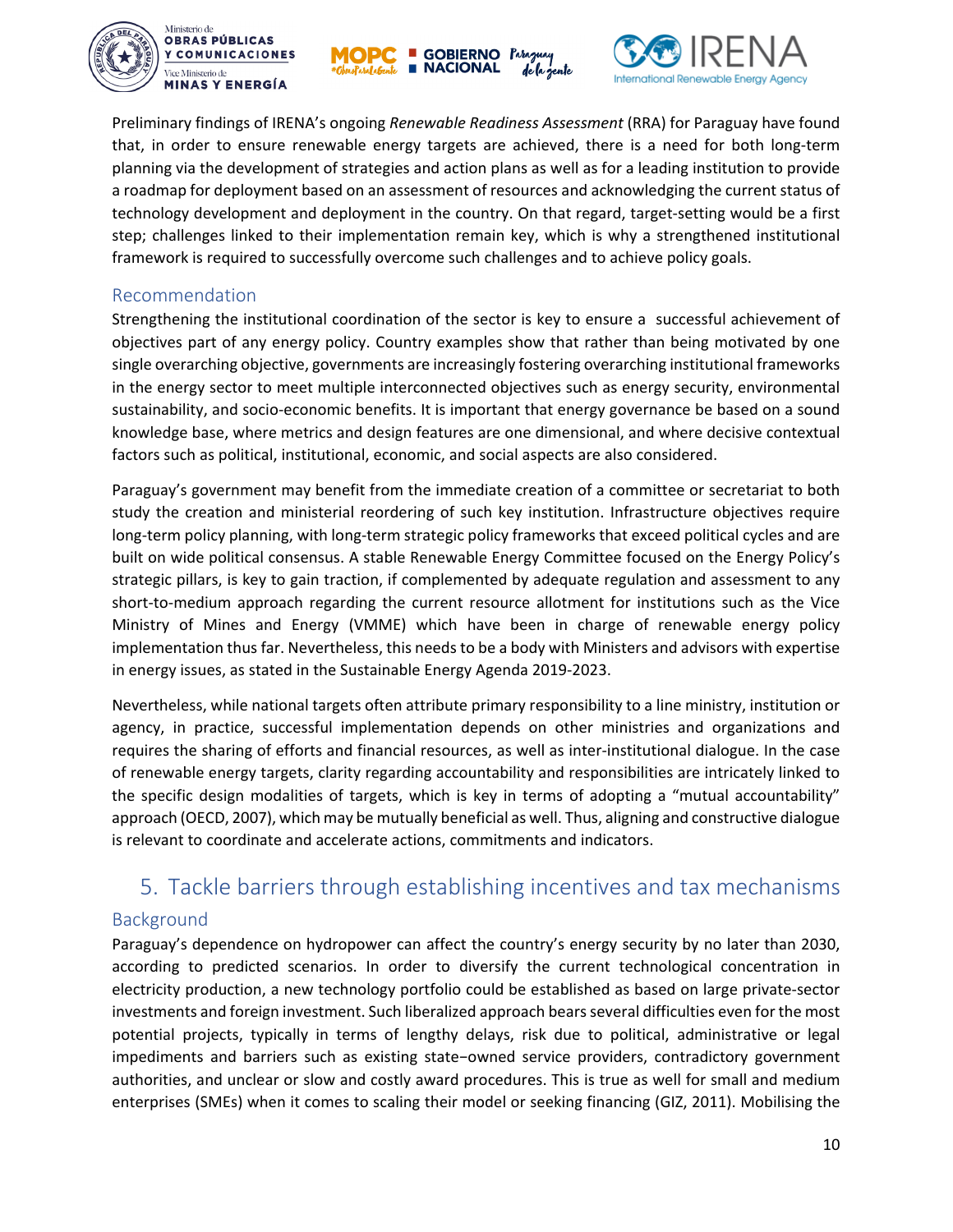Preliminary findings of IRENA's ongoing *Renewable Readiness Assessment* (RRA) for Paraguay have found that, in order to ensure renewable energy targets are achieved, there is a need for both long-term planning via the development of strategies and action plans as well as for a leading institution to provide a roadmap for deployment based on an assessment of resources and acknowledging the current status of technology development and deployment in the country. On that regard, target-setting would be a first step; challenges linked to their implementation remain key, which is why a strengthened institutional framework is required to successfully overcome such challenges and to achieve policy goals.

### Recommendation

Strengthening the institutional coordination of the sector is key to ensure a successful achievement of objectives part of any energy policy. Country examples show that rather than being motivated by one single overarching objective, governments are increasingly fostering overarching institutional frameworks in the energy sector to meet multiple interconnected objectives such as energy security, environmental sustainability, and socio-economic benefits. It is important that energy governance be based on a sound knowledge base, where metrics and design features are one dimensional, and where decisive contextual factors such as political, institutional, economic, and social aspects are also considered.

Paraguay's government may benefit from the immediate creation of a committee or secretariat to both study the creation and ministerial reordering of such key institution. Infrastructure objectives require long-term policy planning, with long-term strategic policy frameworks that exceed political cycles and are built on wide political consensus. A stable Renewable Energy Committee focused on the Energy Policy's strategic pillars, is key to gain traction, if complemented by adequate regulation and assessment to any short-to-medium approach regarding the current resource allotment for institutions such as the Vice Ministry of Mines and Energy (VMME) which have been in charge of renewable energy policy implementation thus far. Nevertheless, this needs to be a body with Ministers and advisors with expertise in energy issues, as stated in the Sustainable Energy Agenda 2019-2023.

Nevertheless, while national targets often attribute primary responsibility to a line ministry, institution or agency, in practice, successful implementation depends on other ministries and organizations and requires the sharing of efforts and financial resources, as well as inter-institutional dialogue. In the case of renewable energy targets, clarity regarding accountability and responsibilities are intricately linked to the specific design modalities of targets, which is key in terms of adopting a "mutual accountability" approach (OECD, 2007), which may be mutually beneficial as well. Thus, aligning and constructive dialogue is relevant to coordinate and accelerate actions, commitments and indicators.

## 5. Tackle barriers through establishing incentives and tax mechanisms

### Background

Paraguay's dependence on hydropower can affect the country's energy security by no later than 2030, according to predicted scenarios. In order to diversify the current technological concentration in electricity production, a new technology portfolio could be established as based on large private-sector investments and foreign investment. Such liberalized approach bears several difficulties even for the most potential projects, typically in terms of lengthy delays, risk due to political, administrative or legal impediments and barriers such as existing state−owned service providers, contradictory government authorities, and unclear or slow and costly award procedures. This is true as well for small and medium enterprises (SMEs) when it comes to scaling their model or seeking financing (GIZ, 2011). Mobilising the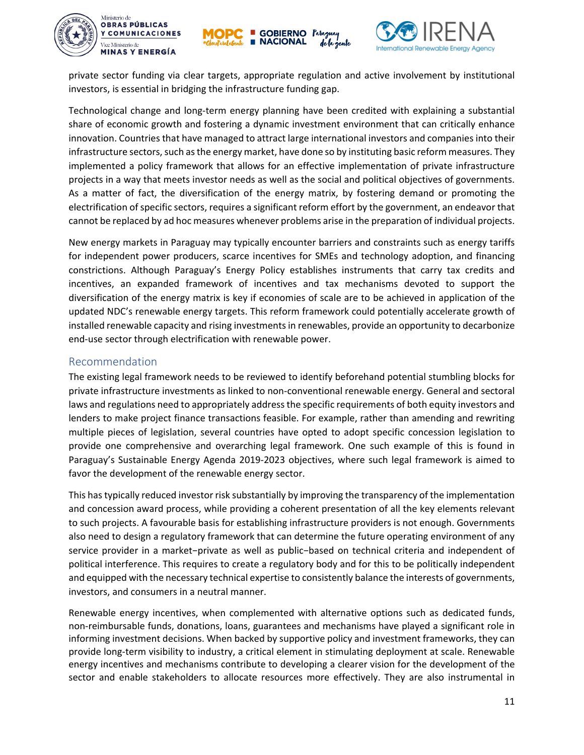private sector funding via clear targets, appropriate regulation and active involvement by institutional investors, is essential in bridging the infrastructure funding gap.

Technological change and long-term energy planning have been credited with explaining a substantial share of economic growth and fostering a dynamic investment environment that can critically enhance innovation. Countries that have managed to attract large international investors and companies into their infrastructure sectors, such as the energy market, have done so by instituting basic reform measures. They implemented a policy framework that allows for an effective implementation of private infrastructure projects in a way that meets investor needs as well as the social and political objectives of governments. As a matter of fact, the diversification of the energy matrix, by fostering demand or promoting the electrification of specific sectors, requires a significant reform effort by the government, an endeavor that cannot be replaced by ad hoc measures whenever problems arise in the preparation of individual projects.

New energy markets in Paraguay may typically encounter barriers and constraints such as energy tariffs for independent power producers, scarce incentives for SMEs and technology adoption, and financing constrictions. Although Paraguay's Energy Policy establishes instruments that carry tax credits and incentives, an expanded framework of incentives and tax mechanisms devoted to support the diversification of the energy matrix is key if economies of scale are to be achieved in application of the updated NDC's renewable energy targets. This reform framework could potentially accelerate growth of installed renewable capacity and rising investments in renewables, provide an opportunity to decarbonize end-use sector through electrification with renewable power.

## Recommendation

The existing legal framework needs to be reviewed to identify beforehand potential stumbling blocks for private infrastructure investments as linked to non-conventional renewable energy. General and sectoral laws and regulations need to appropriately address the specific requirements of both equity investors and lenders to make project finance transactions feasible. For example, rather than amending and rewriting multiple pieces of legislation, several countries have opted to adopt specific concession legislation to provide one comprehensive and overarching legal framework. One such example of this is found in Paraguay's Sustainable Energy Agenda 2019-2023 objectives, where such legal framework is aimed to favor the development of the renewable energy sector.

This has typically reduced investor risk substantially by improving the transparency of the implementation and concession award process, while providing a coherent presentation of all the key elements relevant to such projects. A favourable basis for establishing infrastructure providers is not enough. Governments also need to design a regulatory framework that can determine the future operating environment of any service provider in a market−private as well as public−based on technical criteria and independent of political interference. This requires to create a regulatory body and for this to be politically independent and equipped with the necessary technical expertise to consistently balance the interests of governments, investors, and consumers in a neutral manner.

Renewable energy incentives, when complemented with alternative options such as dedicated funds, non-reimbursable funds, donations, loans, guarantees and mechanisms have played a significant role in informing investment decisions. When backed by supportive policy and investment frameworks, they can provide long-term visibility to industry, a critical element in stimulating deployment at scale. Renewable energy incentives and mechanisms contribute to developing a clearer vision for the development of the sector and enable stakeholders to allocate resources more effectively. They are also instrumental in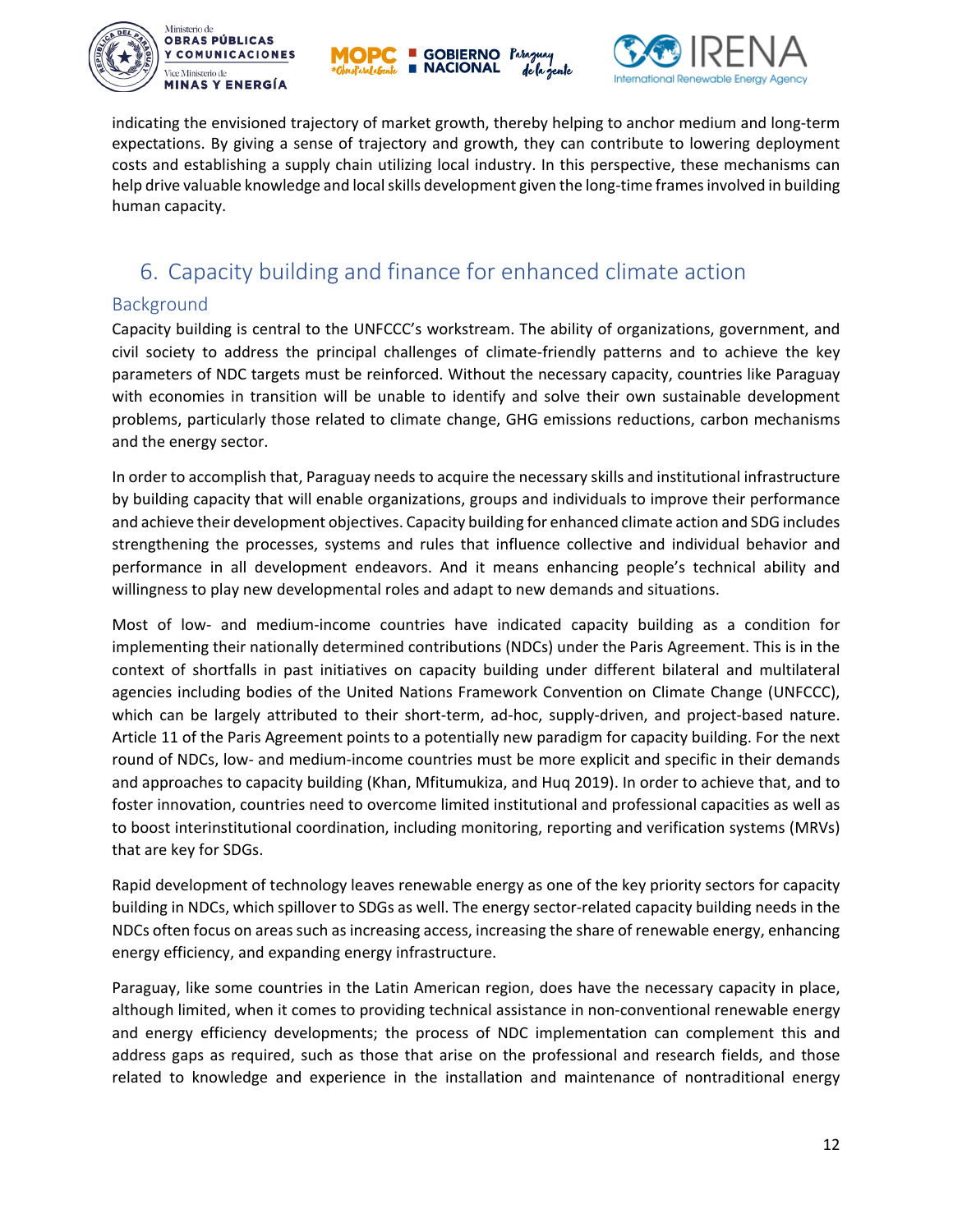indicating the envisioned trajectory of market growth, thereby helping to anchor medium and long-term expectations. By giving a sense of trajectory and growth, they can contribute to lowering deployment costs and establishing a supply chain utilizing local industry. In this perspective, these mechanisms can help drive valuable knowledge and local skills development given the long-time frames involved in building human capacity.

## 6. Capacity building and finance for enhanced climate action

### Background

Capacity building is central to the UNFCCC's workstream. The ability of organizations, government, and civil society to address the principal challenges of climate-friendly patterns and to achieve the key parameters of NDC targets must be reinforced. Without the necessary capacity, countries like Paraguay with economies in transition will be unable to identify and solve their own sustainable development problems, particularly those related to climate change, GHG emissions reductions, carbon mechanisms and the energy sector.

In order to accomplish that, Paraguay needs to acquire the necessary skills and institutional infrastructure by building capacity that will enable organizations, groups and individuals to improve their performance and achieve their development objectives. Capacity building for enhanced climate action and SDG includes strengthening the processes, systems and rules that influence collective and individual behavior and performance in all development endeavors. And it means enhancing people's technical ability and willingness to play new developmental roles and adapt to new demands and situations.

Most of low- and medium-income countries have indicated capacity building as a condition for implementing their nationally determined contributions (NDCs) under the Paris Agreement. This is in the context of shortfalls in past initiatives on capacity building under different bilateral and multilateral agencies including bodies of the United Nations Framework Convention on Climate Change (UNFCCC), which can be largely attributed to their short-term, ad-hoc, supply-driven, and project-based nature. Article 11 of the Paris Agreement points to a potentially new paradigm for capacity building. For the next round of NDCs, low- and medium-income countries must be more explicit and specific in their demands and approaches to capacity building (Khan, Mfitumukiza, and Huq 2019). In order to achieve that, and to foster innovation, countries need to overcome limited institutional and professional capacities as well as to boost interinstitutional coordination, including monitoring, reporting and verification systems (MRVs) that are key for SDGs.

Rapid development of technology leaves renewable energy as one of the key priority sectors for capacity building in NDCs, which spillover to SDGs as well. The energy sector-related capacity building needs in the NDCs often focus on areas such as increasing access, increasing the share of renewable energy, enhancing energy efficiency, and expanding energy infrastructure.

Paraguay, like some countries in the Latin American region, does have the necessary capacity in place, although limited, when it comes to providing technical assistance in non-conventional renewable energy and energy efficiency developments; the process of NDC implementation can complement this and address gaps as required, such as those that arise on the professional and research fields, and those related to knowledge and experience in the installation and maintenance of nontraditional energy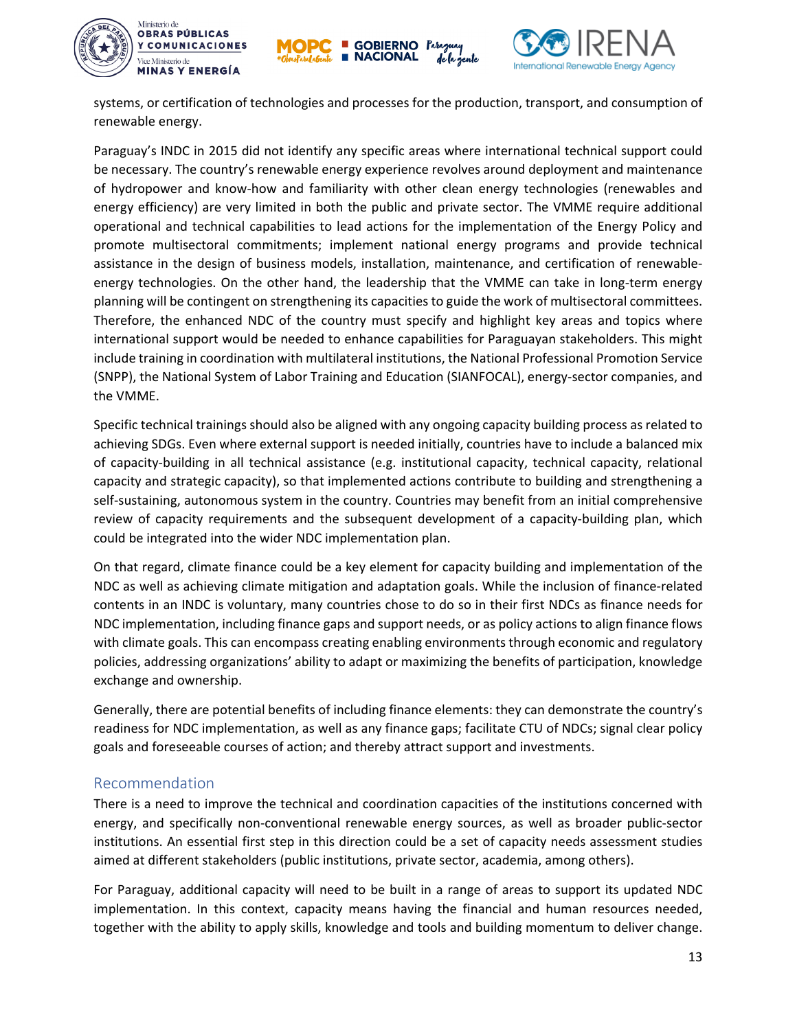systems, or certification of technologies and processes for the production, transport, and consumption of renewable energy.

Paraguay's INDC in 2015 did not identify any specific areas where international technical support could be necessary. The country's renewable energy experience revolves around deployment and maintenance of hydropower and know-how and familiarity with other clean energy technologies (renewables and energy efficiency) are very limited in both the public and private sector. The VMME require additional operational and technical capabilities to lead actions for the implementation of the Energy Policy and promote multisectoral commitments; implement national energy programs and provide technical assistance in the design of business models, installation, maintenance, and certification of renewable-energy technologies. On the other hand, the leadership that the VMME can take in long-term energy planning will be contingent on strengthening its capacities to guide the work of multisectoral committees. Therefore, the enhanced NDC of the country must specify and highlight key areas and topics where international support would be needed to enhance capabilities for Paraguayan stakeholders. This might include training in coordination with multilateral institutions, the National Professional Promotion Service (SNPP), the National System of Labor Training and Education (SIANFOCAL), energy-sector companies, and the VMME.

Specific technical trainings should also be aligned with any ongoing capacity building process as related to achieving SDGs. Even where external support is needed initially, countries have to include a balanced mix of capacity-building in all technical assistance (e.g. institutional capacity, technical capacity, relational capacity and strategic capacity), so that implemented actions contribute to building and strengthening a self-sustaining, autonomous system in the country. Countries may benefit from an initial comprehensive review of capacity requirements and the subsequent development of a capacity-building plan, which could be integrated into the wider NDC implementation plan.

On that regard, climate finance could be a key element for capacity building and implementation of the NDC as well as achieving climate mitigation and adaptation goals. While the inclusion of finance-related contents in an INDC is voluntary, many countries chose to do so in their first NDCs as finance needs for NDC implementation, including finance gaps and support needs, or as policy actions to align finance flows with climate goals. This can encompass creating enabling environments through economic and regulatory policies, addressing organizations' ability to adapt or maximizing the benefits of participation, knowledge exchange and ownership.

Generally, there are potential benefits of including finance elements: they can demonstrate the country's readiness for NDC implementation, as well as any finance gaps; facilitate CTU of NDCs; signal clear policy goals and foreseeable courses of action; and thereby attract support and investments.

## Recommendation

There is a need to improve the technical and coordination capacities of the institutions concerned with energy, and specifically non-conventional renewable energy sources, as well as broader public-sector institutions. An essential first step in this direction could be a set of capacity needs assessment studies aimed at different stakeholders (public institutions, private sector, academia, among others).

For Paraguay, additional capacity will need to be built in a range of areas to support its updated NDC implementation. In this context, capacity means having the financial and human resources needed, together with the ability to apply skills, knowledge and tools and building momentum to deliver change.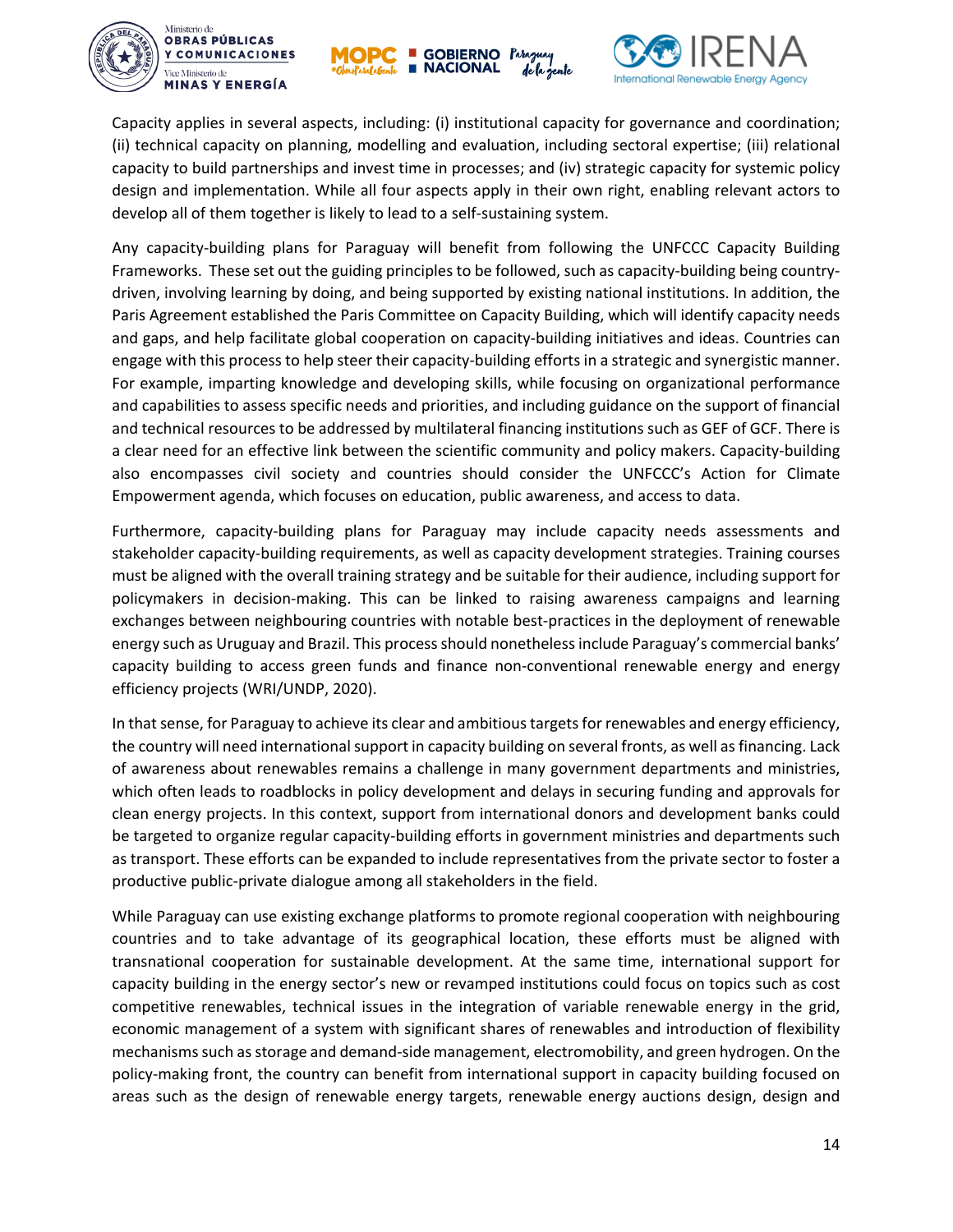Capacity applies in several aspects, including: (i) institutional capacity for governance and coordination; (ii) technical capacity on planning, modelling and evaluation, including sectoral expertise; (iii) relational capacity to build partnerships and invest time in processes; and (iv) strategic capacity for systemic policy design and implementation. While all four aspects apply in their own right, enabling relevant actors to develop all of them together is likely to lead to a self-sustaining system.

Any capacity-building plans for Paraguay will benefit from following the UNFCCC Capacity Building Frameworks. These set out the guiding principles to be followed, such as capacity-building being country-driven, involving learning by doing, and being supported by existing national institutions. In addition, the Paris Agreement established the Paris Committee on Capacity Building, which will identify capacity needs and gaps, and help facilitate global cooperation on capacity-building initiatives and ideas. Countries can engage with this process to help steer their capacity-building efforts in a strategic and synergistic manner. For example, imparting knowledge and developing skills, while focusing on organizational performance and capabilities to assess specific needs and priorities, and including guidance on the support of financial and technical resources to be addressed by multilateral financing institutions such as GEF of GCF. There is a clear need for an effective link between the scientific community and policy makers. Capacity-building also encompasses civil society and countries should consider the UNFCCC's Action for Climate Empowerment agenda, which focuses on education, public awareness, and access to data.

Furthermore, capacity-building plans for Paraguay may include capacity needs assessments and stakeholder capacity-building requirements, as well as capacity development strategies. Training courses must be aligned with the overall training strategy and be suitable for their audience, including support for policymakers in decision-making. This can be linked to raising awareness campaigns and learning exchanges between neighbouring countries with notable best-practices in the deployment of renewable energy such as Uruguay and Brazil. This process should nonetheless include Paraguay's commercial banks' capacity building to access green funds and finance non-conventional renewable energy and energy efficiency projects (WRI/UNDP, 2020).

In that sense, for Paraguay to achieve its clear and ambitious targets for renewables and energy efficiency, the country will need international support in capacity building on several fronts, as well as financing. Lack of awareness about renewables remains a challenge in many government departments and ministries, which often leads to roadblocks in policy development and delays in securing funding and approvals for clean energy projects. In this context, support from international donors and development banks could be targeted to organize regular capacity-building efforts in government ministries and departments such as transport. These efforts can be expanded to include representatives from the private sector to foster a productive public-private dialogue among all stakeholders in the field.

While Paraguay can use existing exchange platforms to promote regional cooperation with neighbouring countries and to take advantage of its geographical location, these efforts must be aligned with transnational cooperation for sustainable development. At the same time, international support for capacity building in the energy sector's new or revamped institutions could focus on topics such as cost competitive renewables, technical issues in the integration of variable renewable energy in the grid, economic management of a system with significant shares of renewables and introduction of flexibility mechanisms such as storage and demand-side management, electromobility, and green hydrogen. On the policy-making front, the country can benefit from international support in capacity building focused on areas such as the design of renewable energy targets, renewable energy auctions design, design and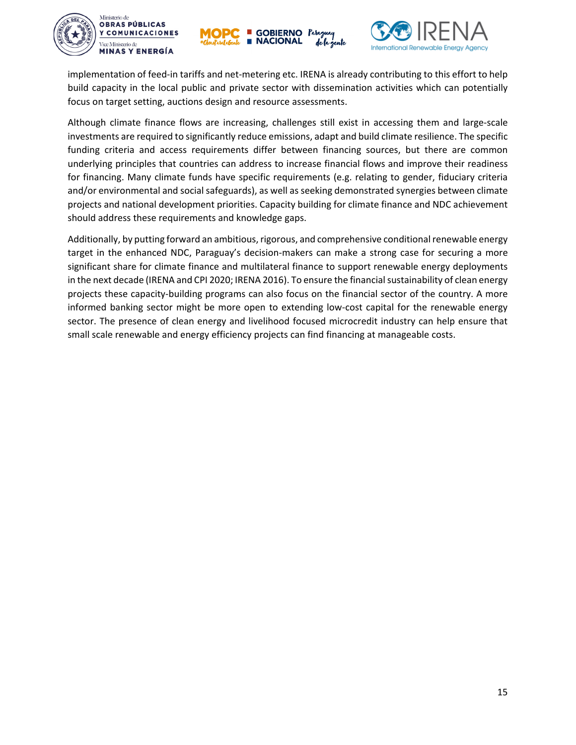implementation of feed-in tariffs and net-metering etc. IRENA is already contributing to this effort to help build capacity in the local public and private sector with dissemination activities which can potentially focus on target setting, auctions design and resource assessments.

Although climate finance flows are increasing, challenges still exist in accessing them and large-scale investments are required to significantly reduce emissions, adapt and build climate resilience. The specific funding criteria and access requirements differ between financing sources, but there are common underlying principles that countries can address to increase financial flows and improve their readiness for financing. Many climate funds have specific requirements (e.g. relating to gender, fiduciary criteria and/or environmental and social safeguards), as well as seeking demonstrated synergies between climate projects and national development priorities. Capacity building for climate finance and NDC achievement should address these requirements and knowledge gaps.

Additionally, by putting forward an ambitious, rigorous, and comprehensive conditional renewable energy target in the enhanced NDC, Paraguay's decision-makers can make a strong case for securing a more significant share for climate finance and multilateral finance to support renewable energy deployments in the next decade (IRENA and CPI 2020; IRENA 2016). To ensure the financial sustainability of clean energy projects these capacity-building programs can also focus on the financial sector of the country. A more informed banking sector might be more open to extending low-cost capital for the renewable energy sector. The presence of clean energy and livelihood focused microcredit industry can help ensure that small scale renewable and energy efficiency projects can find financing at manageable costs.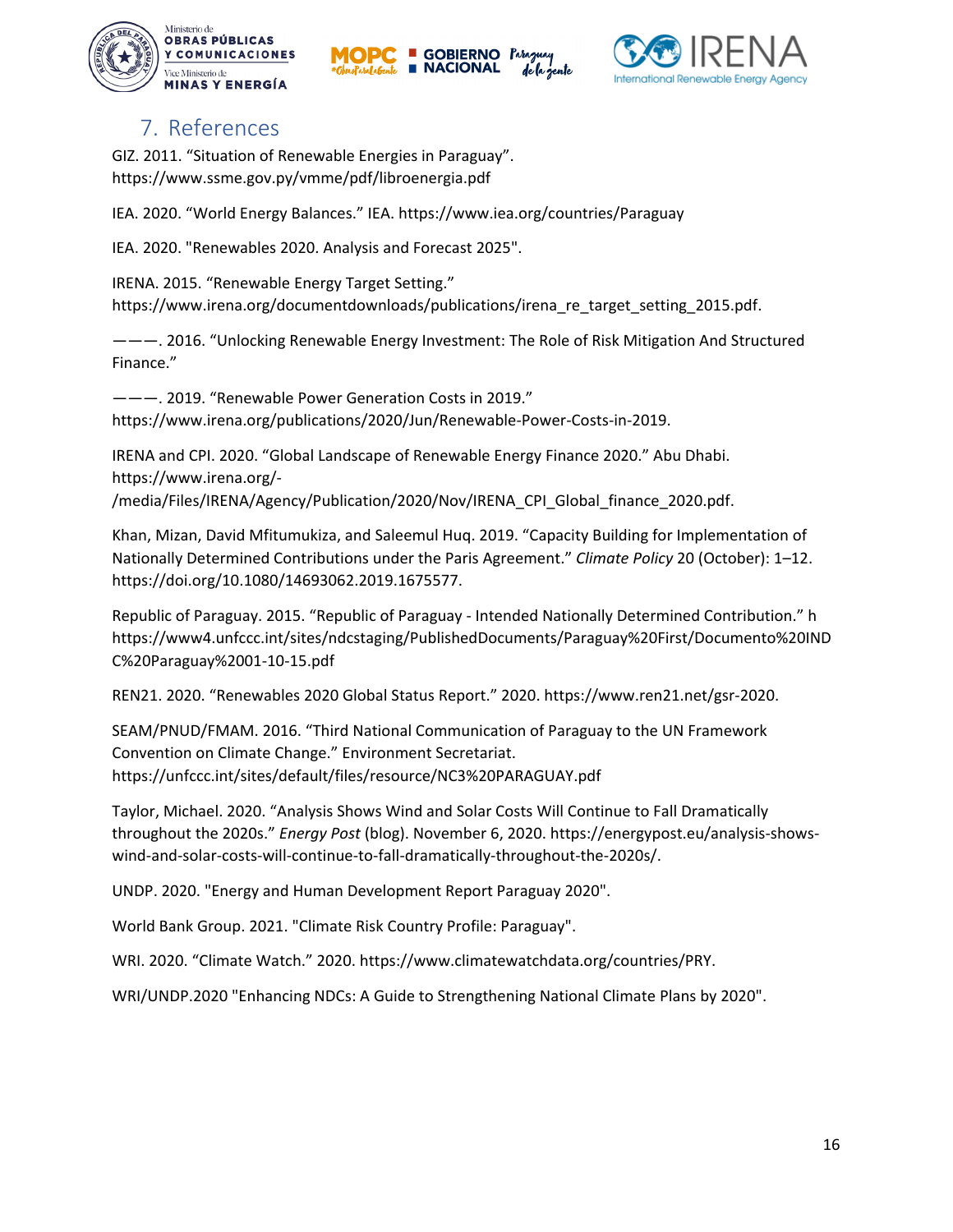## 7. References

GIZ. 2011. “Situation of Renewable Energies in Paraguay”. https://www.ssme.gov.py/vmme/pdf/libroenergia.pdf

IEA. 2020. “World Energy Balances.” IEA. https://www.iea.org/countries/Paraguay

IEA. 2020. "Renewables 2020. Analysis and Forecast 2025".

IRENA. 2015. “Renewable Energy Target Setting.” https://www.irena.org/documentdownloads/publications/irena_re_target_setting_2015.pdf.

———. 2016. “Unlocking Renewable Energy Investment: The Role of Risk Mitigation And Structured Finance.”

———. 2019. “Renewable Power Generation Costs in 2019.” https://www.irena.org/publications/2020/Jun/Renewable-Power-Costs-in-2019.

IRENA and CPI. 2020. “Global Landscape of Renewable Energy Finance 2020.” Abu Dhabi. https://www.irena.org/-/media/Files/IRENA/Agency/Publication/2020/Nov/IRENA_CPI_Global_finance_2020.pdf.

Khan, Mizan, David Mfitumukiza, and Saleemul Huq. 2019. “Capacity Building for Implementation of Nationally Determined Contributions under the Paris Agreement.” *Climate Policy* 20 (October): 1–12. https://doi.org/10.1080/14693062.2019.1675577.

Republic of Paraguay. 2015. “Republic of Paraguay - Intended Nationally Determined Contribution.” h https://www4.unfccc.int/sites/ndcstaging/PublishedDocuments/Paraguay%20First/Documento%20INDC%20Paraguay%2001-10-15.pdf

REN21. 2020. “Renewables 2020 Global Status Report.” 2020. https://www.ren21.net/gsr-2020.

SEAM/PNUD/FMAM. 2016. “Third National Communication of Paraguay to the UN Framework Convention on Climate Change.” Environment Secretariat. https://unfccc.int/sites/default/files/resource/NC3%20PARAGUAY.pdf

Taylor, Michael. 2020. “Analysis Shows Wind and Solar Costs Will Continue to Fall Dramatically throughout the 2020s.” *Energy Post* (blog). November 6, 2020. https://energypost.eu/analysis-shows-wind-and-solar-costs-will-continue-to-fall-dramatically-throughout-the-2020s/.

UNDP. 2020. "Energy and Human Development Report Paraguay 2020".

World Bank Group. 2021. "Climate Risk Country Profile: Paraguay".

WRI. 2020. “Climate Watch.” 2020. https://www.climatewatchdata.org/countries/PRY.

WRI/UNDP.2020 "Enhancing NDCs: A Guide to Strengthening National Climate Plans by 2020".